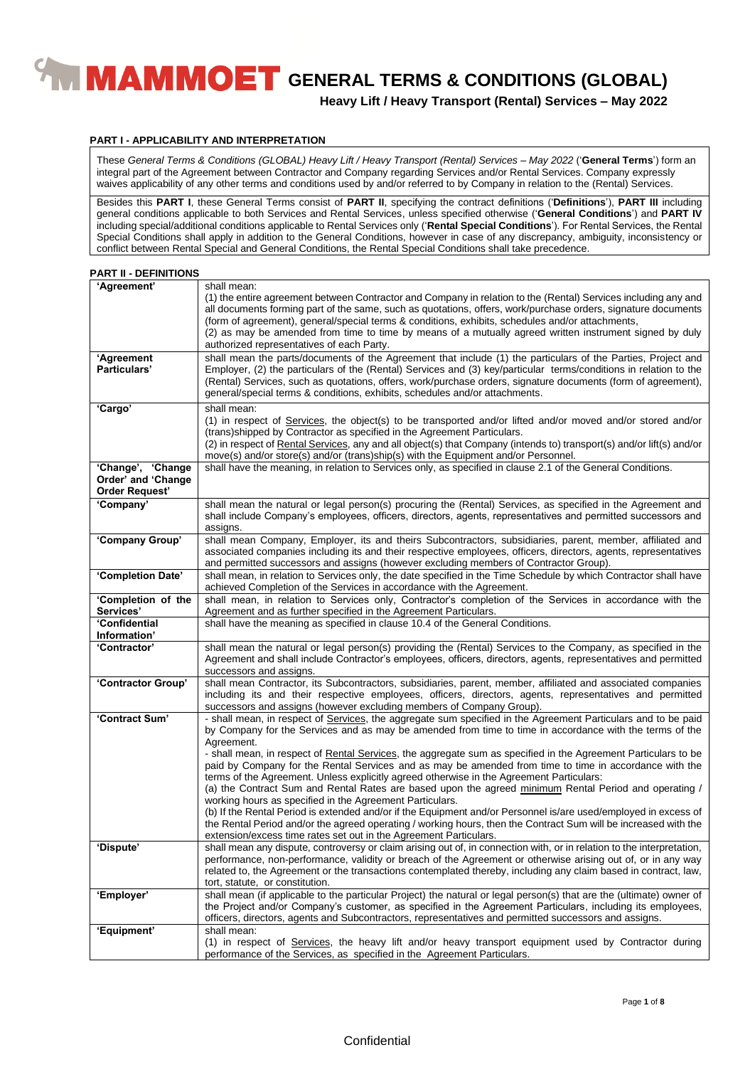# MAMMOET GENERAL TERMS & CONDITIONS (GLOBAL)

## Heavy Lift / Heavy Transport (Rental) Services – May 2022

### PART I - APPLICABILITY AND INTERPRETATION

These *General Terms & Conditions (GLOBAL) Heavy Lift / Heavy Transport (Rental) Services – May 2022* ('**General Terms**') form an integral part of the Agreement between Contractor and Company regarding Services and/or Rental Services. Company expressly waives applicability of any other terms and conditions used by and/or referred to by Company in relation to the (Rental) Services.

Besides this **PART I**, these General Terms consist of **PART II**, specifying the contract definitions ('**Definitions**'), **PART III** including general conditions applicable to both Services and Rental Services, unless specified otherwise ('**General Conditions**') and **PART IV** including special/additional conditions applicable to Rental Services only ('**Rental Special Conditions**'). For Rental Services, the Rental Special Conditions shall apply in addition to the General Conditions, however in case of any discrepancy, ambiguity, inconsistency or conflict between Rental Special and General Conditions, the Rental Special Conditions shall take precedence.

### PART II - DEFINITIONS

| Term | Definition |
|---|---|
| **'Agreement'** | shall mean:<br>(1) the entire agreement between Contractor and Company in relation to the (Rental) Services including any and all documents forming part of the same, such as quotations, offers, work/purchase orders, signature documents (form of agreement), general/special terms & conditions, exhibits, schedules and/or attachments,<br>(2) as may be amended from time to time by means of a mutually agreed written instrument signed by duly authorized representatives of each Party. |
| **'Agreement Particulars'** | shall mean the parts/documents of the Agreement that include (1) the particulars of the Parties, Project and Employer, (2) the particulars of the (Rental) Services and (3) key/particular terms/conditions in relation to the (Rental) Services, such as quotations, offers, work/purchase orders, signature documents (form of agreement), general/special terms & conditions, exhibits, schedules and/or attachments. |
| **'Cargo'** | shall mean:<br>(1) in respect of <u>Services</u>, the object(s) to be transported and/or lifted and/or moved and/or stored and/or (trans)shipped by Contractor as specified in the Agreement Particulars.<br>(2) in respect of <u>Rental Services</u>, any and all object(s) that Company (intends to) transport(s) and/or lift(s) and/or move(s) and/or store(s) and/or (trans)ship(s) with the Equipment and/or Personnel. |
| **'Change', 'Change Order' and 'Change Order Request'** | shall have the meaning, in relation to Services only, as specified in clause 2.1 of the General Conditions. |
| **'Company'** | shall mean the natural or legal person(s) procuring the (Rental) Services, as specified in the Agreement and shall include Company's employees, officers, directors, agents, representatives and permitted successors and assigns. |
| **'Company Group'** | shall mean Company, Employer, its and theirs Subcontractors, subsidiaries, parent, member, affiliated and associated companies including its and their respective employees, officers, directors, agents, representatives and permitted successors and assigns (however excluding members of Contractor Group). |
| **'Completion Date'** | shall mean, in relation to Services only, the date specified in the Time Schedule by which Contractor shall have achieved Completion of the Services in accordance with the Agreement. |
| **'Completion of the Services'** | shall mean, in relation to Services only, Contractor's completion of the Services in accordance with the Agreement and as further specified in the Agreement Particulars. |
| **'Confidential Information'** | shall have the meaning as specified in clause 10.4 of the General Conditions. |
| **'Contractor'** | shall mean the natural or legal person(s) providing the (Rental) Services to the Company, as specified in the Agreement and shall include Contractor's employees, officers, directors, agents, representatives and permitted successors and assigns. |
| **'Contractor Group'** | shall mean Contractor, its Subcontractors, subsidiaries, parent, member, affiliated and associated companies including its and their respective employees, officers, directors, agents, representatives and permitted successors and assigns (however excluding members of Company Group). |
| **'Contract Sum'** | - shall mean, in respect of <u>Services</u>, the aggregate sum specified in the Agreement Particulars and to be paid by Company for the Services and as may be amended from time to time in accordance with the terms of the Agreement.<br>- shall mean, in respect of <u>Rental Services</u>, the aggregate sum as specified in the Agreement Particulars to be paid by Company for the Rental Services and as may be amended from time to time in accordance with the terms of the Agreement. Unless explicitly agreed otherwise in the Agreement Particulars:<br>(a) the Contract Sum and Rental Rates are based upon the agreed <u>minimum</u> Rental Period and operating / working hours as specified in the Agreement Particulars.<br>(b) If the Rental Period is extended and/or if the Equipment and/or Personnel is/are used/employed in excess of the Rental Period and/or the agreed operating / working hours, then the Contract Sum will be increased with the extension/excess time rates set out in the Agreement Particulars. |
| **'Dispute'** | shall mean any dispute, controversy or claim arising out of, in connection with, or in relation to the interpretation, performance, non-performance, validity or breach of the Agreement or otherwise arising out of, or in any way related to, the Agreement or the transactions contemplated thereby, including any claim based in contract, law, tort, statute, or constitution. |
| **'Employer'** | shall mean (if applicable to the particular Project) the natural or legal person(s) that are the (ultimate) owner of the Project and/or Company's customer, as specified in the Agreement Particulars, including its employees, officers, directors, agents and Subcontractors, representatives and permitted successors and assigns. |
| **'Equipment'** | shall mean:<br>(1) in respect of <u>Services</u>, the heavy lift and/or heavy transport equipment used by Contractor during performance of the Services, as specified in the Agreement Particulars. |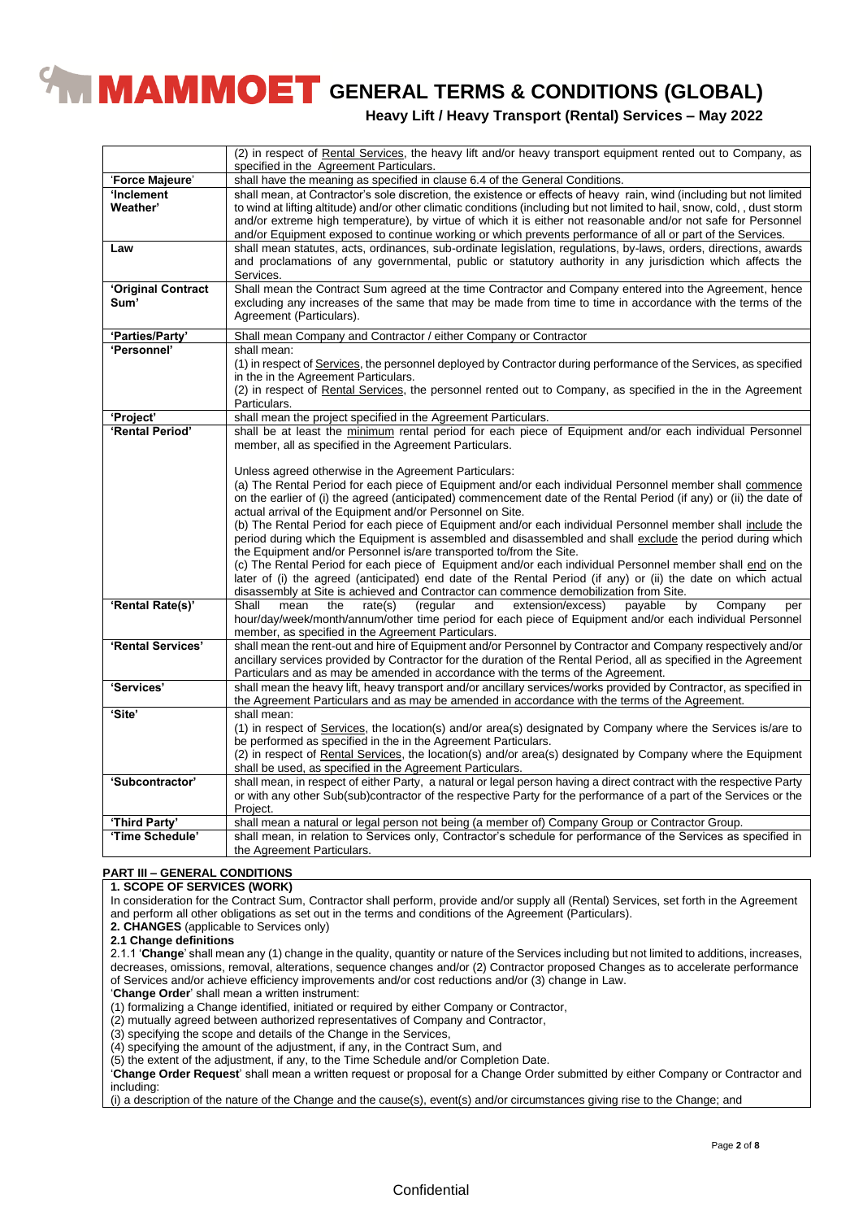| | |
|---|---|
| | (2) in respect of Rental Services, the heavy lift and/or heavy transport equipment rented out to Company, as specified in the Agreement Particulars. |
| '**Force Majeure**' | shall have the meaning as specified in clause 6.4 of the General Conditions. |
| '**Inclement Weather**' | shall mean, at Contractor's sole discretion, the existence or effects of heavy rain, wind (including but not limited to wind at lifting altitude) and/or other climatic conditions (including but not limited to hail, snow, cold, , dust storm and/or extreme high temperature), by virtue of which it is either not reasonable and/or not safe for Personnel and/or Equipment exposed to continue working or which prevents performance of all or part of the Services. |
| **Law** | shall mean statutes, acts, ordinances, sub-ordinate legislation, regulations, by-laws, orders, directions, awards and proclamations of any governmental, public or statutory authority in any jurisdiction which affects the Services. |
| '**Original Contract Sum**' | Shall mean the Contract Sum agreed at the time Contractor and Company entered into the Agreement, hence excluding any increases of the same that may be made from time to time in accordance with the terms of the Agreement (Particulars). |
| '**Parties/Party**' | Shall mean Company and Contractor / either Company or Contractor |
| '**Personnel**' | shall mean:<br>(1) in respect of Services, the personnel deployed by Contractor during performance of the Services, as specified in the in the Agreement Particulars.<br>(2) in respect of Rental Services, the personnel rented out to Company, as specified in the in the Agreement Particulars. |
| '**Project**' | shall mean the project specified in the Agreement Particulars. |
| '**Rental Period**' | shall be at least the minimum rental period for each piece of Equipment and/or each individual Personnel member, all as specified in the Agreement Particulars.<br><br>Unless agreed otherwise in the Agreement Particulars:<br>(a) The Rental Period for each piece of Equipment and/or each individual Personnel member shall commence on the earlier of (i) the agreed (anticipated) commencement date of the Rental Period (if any) or (ii) the date of actual arrival of the Equipment and/or Personnel on Site.<br>(b) The Rental Period for each piece of Equipment and/or each individual Personnel member shall include the period during which the Equipment is assembled and disassembled and shall exclude the period during which the Equipment and/or Personnel is/are transported to/from the Site.<br>(c) The Rental Period for each piece of Equipment and/or each individual Personnel member shall end on the later of (i) the agreed (anticipated) end date of the Rental Period (if any) or (ii) the date on which actual disassembly at Site is achieved and Contractor can commence demobilization from Site. |
| '**Rental Rate(s)**' | Shall mean the rate(s) (regular and extension/excess) payable by Company per hour/day/week/month/annum/other time period for each piece of Equipment and/or each individual Personnel member, as specified in the Agreement Particulars. |
| '**Rental Services**' | shall mean the rent-out and hire of Equipment and/or Personnel by Contractor and Company respectively and/or ancillary services provided by Contractor for the duration of the Rental Period, all as specified in the Agreement Particulars and as may be amended in accordance with the terms of the Agreement. |
| '**Services**' | shall mean the heavy lift, heavy transport and/or ancillary services/works provided by Contractor, as specified in the Agreement Particulars and as may be amended in accordance with the terms of the Agreement. |
| '**Site**' | shall mean:<br>(1) in respect of Services, the location(s) and/or area(s) designated by Company where the Services is/are to be performed as specified in the in the Agreement Particulars.<br>(2) in respect of Rental Services, the location(s) and/or area(s) designated by Company where the Equipment shall be used, as specified in the Agreement Particulars. |
| '**Subcontractor**' | shall mean, in respect of either Party, a natural or legal person having a direct contract with the respective Party or with any other Sub(sub)contractor of the respective Party for the performance of a part of the Services or the Project. |
| '**Third Party**' | shall mean a natural or legal person not being (a member of) Company Group or Contractor Group. |
| '**Time Schedule**' | shall mean, in relation to Services only, Contractor's schedule for performance of the Services as specified in the Agreement Particulars. |

## PART III – GENERAL CONDITIONS

### 1. SCOPE OF SERVICES (WORK)

In consideration for the Contract Sum, Contractor shall perform, provide and/or supply all (Rental) Services, set forth in the Agreement and perform all other obligations as set out in the terms and conditions of the Agreement (Particulars).

### 2. CHANGES (applicable to Services only)

**2.1 Change definitions**

2.1.1 '**Change**' shall mean any (1) change in the quality, quantity or nature of the Services including but not limited to additions, increases, decreases, omissions, removal, alterations, sequence changes and/or (2) Contractor proposed Changes as to accelerate performance of Services and/or achieve efficiency improvements and/or cost reductions and/or (3) change in Law.

'**Change Order**' shall mean a written instrument:

(1) formalizing a Change identified, initiated or required by either Company or Contractor,
(2) mutually agreed between authorized representatives of Company and Contractor,
(3) specifying the scope and details of the Change in the Services,
(4) specifying the amount of the adjustment, if any, in the Contract Sum, and
(5) the extent of the adjustment, if any, to the Time Schedule and/or Completion Date.

'**Change Order Request**' shall mean a written request or proposal for a Change Order submitted by either Company or Contractor and including:

(i) a description of the nature of the Change and the cause(s), event(s) and/or circumstances giving rise to the Change; and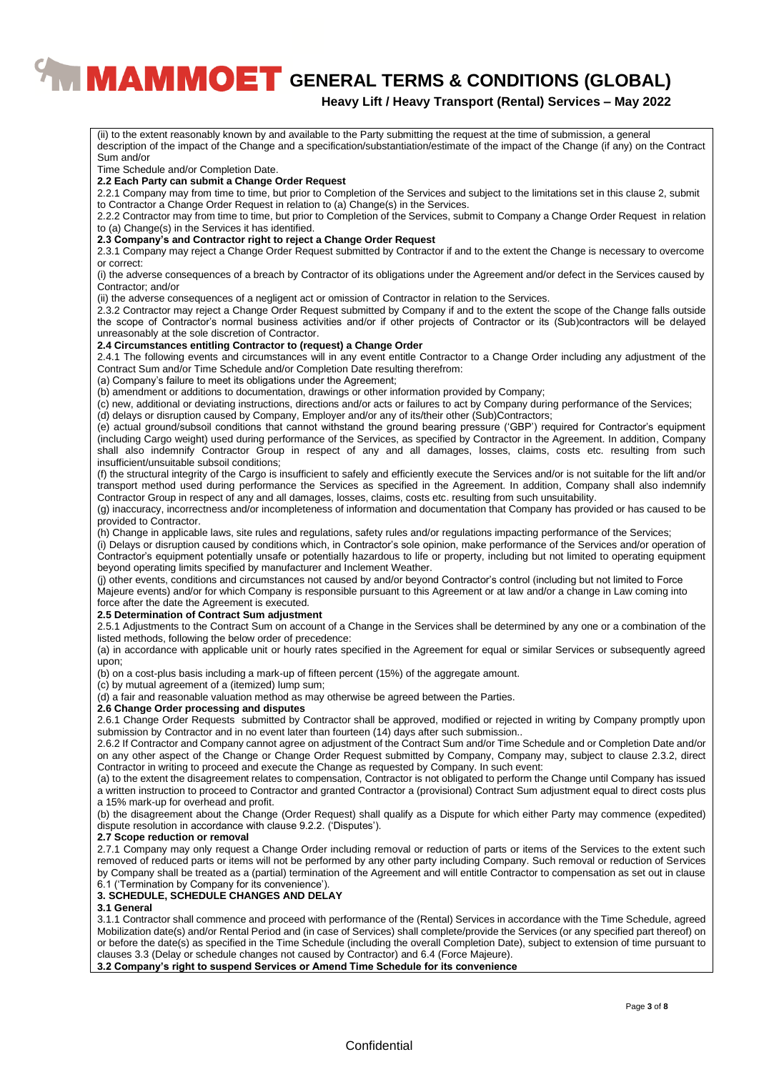(ii) to the extent reasonably known by and available to the Party submitting the request at the time of submission, a general description of the impact of the Change and a specification/substantiation/estimate of the impact of the Change (if any) on the Contract Sum and/or Time Schedule and/or Completion Date.

**2.2 Each Party can submit a Change Order Request**

2.2.1 Company may from time to time, but prior to Completion of the Services and subject to the limitations set in this clause 2, submit to Contractor a Change Order Request in relation to (a) Change(s) in the Services.

2.2.2 Contractor may from time to time, but prior to Completion of the Services, submit to Company a Change Order Request in relation to (a) Change(s) in the Services it has identified.

**2.3 Company's and Contractor right to reject a Change Order Request**

2.3.1 Company may reject a Change Order Request submitted by Contractor if and to the extent the Change is necessary to overcome or correct:

(i) the adverse consequences of a breach by Contractor of its obligations under the Agreement and/or defect in the Services caused by Contractor; and/or

(ii) the adverse consequences of a negligent act or omission of Contractor in relation to the Services.

2.3.2 Contractor may reject a Change Order Request submitted by Company if and to the extent the scope of the Change falls outside the scope of Contractor's normal business activities and/or if other projects of Contractor or its (Sub)contractors will be delayed unreasonably at the sole discretion of Contractor.

**2.4 Circumstances entitling Contractor to (request) a Change Order**

2.4.1 The following events and circumstances will in any event entitle Contractor to a Change Order including any adjustment of the Contract Sum and/or Time Schedule and/or Completion Date resulting therefrom:

(a) Company's failure to meet its obligations under the Agreement;

(b) amendment or additions to documentation, drawings or other information provided by Company;

(c) new, additional or deviating instructions, directions and/or acts or failures to act by Company during performance of the Services;

(d) delays or disruption caused by Company, Employer and/or any of its/their other (Sub)Contractors;

(e) actual ground/subsoil conditions that cannot withstand the ground bearing pressure ('GBP') required for Contractor's equipment (including Cargo weight) used during performance of the Services, as specified by Contractor in the Agreement. In addition, Company shall also indemnify Contractor Group in respect of any and all damages, losses, claims, costs etc. resulting from such insufficient/unsuitable subsoil conditions;

(f) the structural integrity of the Cargo is insufficient to safely and efficiently execute the Services and/or is not suitable for the lift and/or transport method used during performance the Services as specified in the Agreement. In addition, Company shall also indemnify Contractor Group in respect of any and all damages, losses, claims, costs etc. resulting from such unsuitability.

(g) inaccuracy, incorrectness and/or incompleteness of information and documentation that Company has provided or has caused to be provided to Contractor.

(h) Change in applicable laws, site rules and regulations, safety rules and/or regulations impacting performance of the Services;

(i) Delays or disruption caused by conditions which, in Contractor's sole opinion, make performance of the Services and/or operation of Contractor's equipment potentially unsafe or potentially hazardous to life or property, including but not limited to operating equipment beyond operating limits specified by manufacturer and Inclement Weather.

(j) other events, conditions and circumstances not caused by and/or beyond Contractor's control (including but not limited to Force Majeure events) and/or for which Company is responsible pursuant to this Agreement or at law and/or a change in Law coming into force after the date the Agreement is executed.

**2.5 Determination of Contract Sum adjustment**

2.5.1 Adjustments to the Contract Sum on account of a Change in the Services shall be determined by any one or a combination of the listed methods, following the below order of precedence:

(a) in accordance with applicable unit or hourly rates specified in the Agreement for equal or similar Services or subsequently agreed upon;

(b) on a cost-plus basis including a mark-up of fifteen percent (15%) of the aggregate amount.

(c) by mutual agreement of a (itemized) lump sum;

(d) a fair and reasonable valuation method as may otherwise be agreed between the Parties.

**2.6 Change Order processing and disputes**

2.6.1 Change Order Requests submitted by Contractor shall be approved, modified or rejected in writing by Company promptly upon submission by Contractor and in no event later than fourteen (14) days after such submission..

2.6.2 If Contractor and Company cannot agree on adjustment of the Contract Sum and/or Time Schedule and or Completion Date and/or on any other aspect of the Change or Change Order Request submitted by Company, Company may, subject to clause 2.3.2, direct Contractor in writing to proceed and execute the Change as requested by Company. In such event:

(a) to the extent the disagreement relates to compensation, Contractor is not obligated to perform the Change until Company has issued a written instruction to proceed to Contractor and granted Contractor a (provisional) Contract Sum adjustment equal to direct costs plus a 15% mark-up for overhead and profit.

(b) the disagreement about the Change (Order Request) shall qualify as a Dispute for which either Party may commence (expedited) dispute resolution in accordance with clause 9.2.2. ('Disputes').

**2.7 Scope reduction or removal**

2.7.1 Company may only request a Change Order including removal or reduction of parts or items of the Services to the extent such removed of reduced parts or items will not be performed by any other party including Company. Such removal or reduction of Services by Company shall be treated as a (partial) termination of the Agreement and will entitle Contractor to compensation as set out in clause 6.1 ('Termination by Company for its convenience').

## 3. SCHEDULE, SCHEDULE CHANGES AND DELAY

**3.1 General**

3.1.1 Contractor shall commence and proceed with performance of the (Rental) Services in accordance with the Time Schedule, agreed Mobilization date(s) and/or Rental Period and (in case of Services) shall complete/provide the Services (or any specified part thereof) on or before the date(s) as specified in the Time Schedule (including the overall Completion Date), subject to extension of time pursuant to clauses 3.3 (Delay or schedule changes not caused by Contractor) and 6.4 (Force Majeure).

**3.2 Company's right to suspend Services or Amend Time Schedule for its convenience**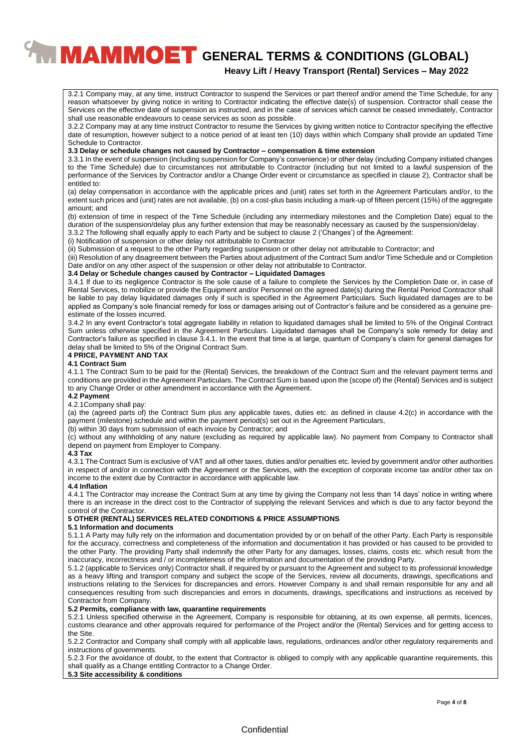3.2.1 Company may, at any time, instruct Contractor to suspend the Services or part thereof and/or amend the Time Schedule, for any reason whatsoever by giving notice in writing to Contractor indicating the effective date(s) of suspension. Contractor shall cease the Services on the effective date of suspension as instructed, and in the case of services which cannot be ceased immediately, Contractor shall use reasonable endeavours to cease services as soon as possible.

3.2.2 Company may at any time instruct Contractor to resume the Services by giving written notice to Contractor specifying the effective date of resumption, however subject to a notice period of at least ten (10) days within which Company shall provide an updated Time Schedule to Contractor.

**3.3 Delay or schedule changes not caused by Contractor – compensation & time extension**

3.3.1 In the event of suspension (including suspension for Company's convenience) or other delay (including Company initiated changes to the Time Schedule) due to circumstances not attributable to Contractor (including but not limited to a lawful suspension of the performance of the Services by Contractor and/or a Change Order event or circumstance as specified in clause 2), Contractor shall be entitled to:

(a) delay compensation in accordance with the applicable prices and (unit) rates set forth in the Agreement Particulars and/or, to the extent such prices and (unit) rates are not available, (b) on a cost-plus basis including a mark-up of fifteen percent (15%) of the aggregate amount; and

(b) extension of time in respect of the Time Schedule (including any intermediary milestones and the Completion Date) equal to the duration of the suspension/delay plus any further extension that may be reasonably necessary as caused by the suspension/delay.

3.3.2 The following shall equally apply to each Party and be subject to clause 2 ('Changes') of the Agreement:

(i) Notification of suspension or other delay not attributable to Contractor

(ii) Submission of a request to the other Party regarding suspension or other delay not attributable to Contractor; and

(iii) Resolution of any disagreement between the Parties about adjustment of the Contract Sum and/or Time Schedule and or Completion Date and/or on any other aspect of the suspension or other delay not attributable to Contractor.

**3.4 Delay or Schedule changes caused by Contractor – Liquidated Damages**

3.4.1 If due to its negligence Contractor is the sole cause of a failure to complete the Services by the Completion Date or, in case of Rental Services, to mobilize or provide the Equipment and/or Personnel on the agreed date(s) during the Rental Period Contractor shall be liable to pay delay liquidated damages only if such is specified in the Agreement Particulars. Such liquidated damages are to be applied as Company's sole financial remedy for loss or damages arising out of Contractor's failure and be considered as a genuine pre-estimate of the losses incurred.

3.4.2 In any event Contractor's total aggregate liability in relation to liquidated damages shall be limited to 5% of the Original Contract Sum unless otherwise specified in the Agreement Particulars. Liquidated damages shall be Company's sole remedy for delay and Contractor's failure as specified in clause 3.4.1. In the event that time is at large, quantum of Company's claim for general damages for delay shall be limited to 5% of the Original Contract Sum.

**4 PRICE, PAYMENT AND TAX**

**4.1 Contract Sum**

4.1.1 The Contract Sum to be paid for the (Rental) Services, the breakdown of the Contract Sum and the relevant payment terms and conditions are provided in the Agreement Particulars. The Contract Sum is based upon the (scope of) the (Rental) Services and is subject to any Change Order or other amendment in accordance with the Agreement.

**4.2 Payment**

4.2.1Company shall pay:

(a) the (agreed parts of) the Contract Sum plus any applicable taxes, duties etc. as defined in clause 4.2(c) in accordance with the payment (milestone) schedule and within the payment period(s) set out in the Agreement Particulars,

(b) within 30 days from submission of each invoice by Contractor; and

(c) without any withholding of any nature (excluding as required by applicable law). No payment from Company to Contractor shall depend on payment from Employer to Company.

**4.3 Tax**

4.3.1 The Contract Sum is exclusive of VAT and all other taxes, duties and/or penalties etc. levied by government and/or other authorities in respect of and/or in connection with the Agreement or the Services, with the exception of corporate income tax and/or other tax on income to the extent due by Contractor in accordance with applicable law.

**4.4 Inflation**

4.4.1 The Contractor may increase the Contract Sum at any time by giving the Company not less than 14 days' notice in writing where there is an increase in the direct cost to the Contractor of supplying the relevant Services and which is due to any factor beyond the control of the Contractor.

**5 OTHER (RENTAL) SERVICES RELATED CONDITIONS & PRICE ASSUMPTIONS**

**5.1 Information and documents**

5.1.1 A Party may fully rely on the information and documentation provided by or on behalf of the other Party. Each Party is responsible for the accuracy, correctness and completeness of the information and documentation it has provided or has caused to be provided to the other Party. The providing Party shall indemnify the other Party for any damages, losses, claims, costs etc. which result from the inaccuracy, incorrectness and / or incompleteness of the information and documentation of the providing Party.

5.1.2 (applicable to Services only) Contractor shall, if required by or pursuant to the Agreement and subject to its professional knowledge as a heavy lifting and transport company and subject the scope of the Services, review all documents, drawings, specifications and instructions relating to the Services for discrepancies and errors. However Company is and shall remain responsible for any and all consequences resulting from such discrepancies and errors in documents, drawings, specifications and instructions as received by Contractor from Company.

**5.2 Permits, compliance with law, quarantine requirements**

5.2.1 Unless specified otherwise in the Agreement, Company is responsible for obtaining, at its own expense, all permits, licences, customs clearance and other approvals required for performance of the Project and/or the (Rental) Services and for getting access to the Site.

5.2.2 Contractor and Company shall comply with all applicable laws, regulations, ordinances and/or other regulatory requirements and instructions of governments.

5.2.3 For the avoidance of doubt, to the extent that Contractor is obliged to comply with any applicable quarantine requirements, this shall qualify as a Change entitling Contractor to a Change Order.

**5.3 Site accessibility & conditions**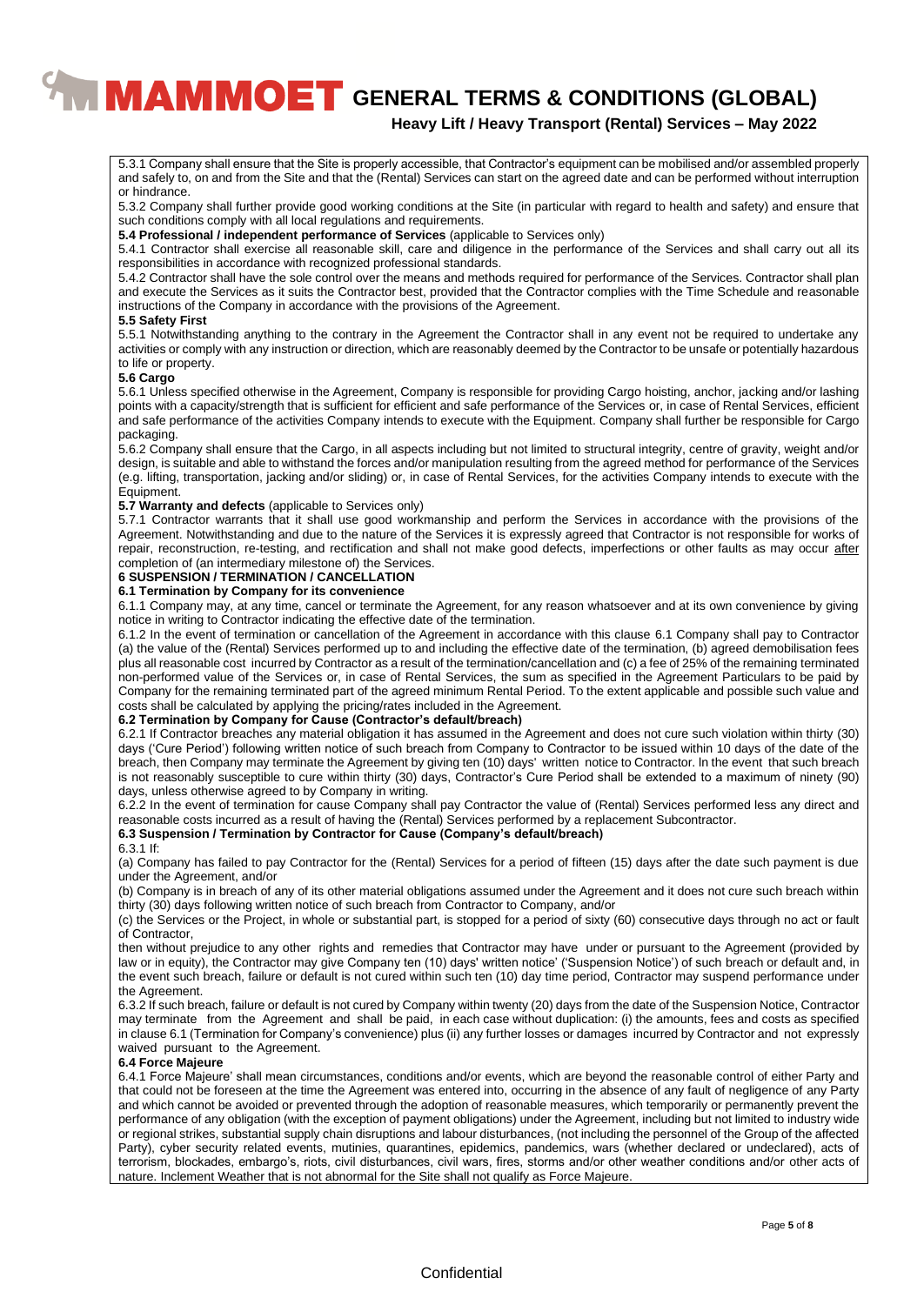5.3.1 Company shall ensure that the Site is properly accessible, that Contractor's equipment can be mobilised and/or assembled properly and safely to, on and from the Site and that the (Rental) Services can start on the agreed date and can be performed without interruption or hindrance.

5.3.2 Company shall further provide good working conditions at the Site (in particular with regard to health and safety) and ensure that such conditions comply with all local regulations and requirements.

**5.4 Professional / independent performance of Services** (applicable to Services only)

5.4.1 Contractor shall exercise all reasonable skill, care and diligence in the performance of the Services and shall carry out all its responsibilities in accordance with recognized professional standards.

5.4.2 Contractor shall have the sole control over the means and methods required for performance of the Services. Contractor shall plan and execute the Services as it suits the Contractor best, provided that the Contractor complies with the Time Schedule and reasonable instructions of the Company in accordance with the provisions of the Agreement.

**5.5 Safety First**

5.5.1 Notwithstanding anything to the contrary in the Agreement the Contractor shall in any event not be required to undertake any activities or comply with any instruction or direction, which are reasonably deemed by the Contractor to be unsafe or potentially hazardous to life or property.

**5.6 Cargo**

5.6.1 Unless specified otherwise in the Agreement, Company is responsible for providing Cargo hoisting, anchor, jacking and/or lashing points with a capacity/strength that is sufficient for efficient and safe performance of the Services or, in case of Rental Services, efficient and safe performance of the activities Company intends to execute with the Equipment. Company shall further be responsible for Cargo packaging.

5.6.2 Company shall ensure that the Cargo, in all aspects including but not limited to structural integrity, centre of gravity, weight and/or design, is suitable and able to withstand the forces and/or manipulation resulting from the agreed method for performance of the Services (e.g. lifting, transportation, jacking and/or sliding) or, in case of Rental Services, for the activities Company intends to execute with the Equipment.

**5.7 Warranty and defects** (applicable to Services only)

5.7.1 Contractor warrants that it shall use good workmanship and perform the Services in accordance with the provisions of the Agreement. Notwithstanding and due to the nature of the Services it is expressly agreed that Contractor is not responsible for works of repair, reconstruction, re-testing, and rectification and shall not make good defects, imperfections or other faults as may occur after completion of (an intermediary milestone of) the Services.

**6 SUSPENSION / TERMINATION / CANCELLATION**

**6.1 Termination by Company for its convenience**

6.1.1 Company may, at any time, cancel or terminate the Agreement, for any reason whatsoever and at its own convenience by giving notice in writing to Contractor indicating the effective date of the termination.

6.1.2 In the event of termination or cancellation of the Agreement in accordance with this clause 6.1 Company shall pay to Contractor (a) the value of the (Rental) Services performed up to and including the effective date of the termination, (b) agreed demobilisation fees plus all reasonable cost incurred by Contractor as a result of the termination/cancellation and (c) a fee of 25% of the remaining terminated non-performed value of the Services or, in case of Rental Services, the sum as specified in the Agreement Particulars to be paid by Company for the remaining terminated part of the agreed minimum Rental Period. To the extent applicable and possible such value and costs shall be calculated by applying the pricing/rates included in the Agreement.

**6.2 Termination by Company for Cause (Contractor's default/breach)**

6.2.1 If Contractor breaches any material obligation it has assumed in the Agreement and does not cure such violation within thirty (30) days ('Cure Period') following written notice of such breach from Company to Contractor to be issued within 10 days of the date of the breach, then Company may terminate the Agreement by giving ten (10) days' written notice to Contractor. In the event that such breach is not reasonably susceptible to cure within thirty (30) days, Contractor's Cure Period shall be extended to a maximum of ninety (90) days, unless otherwise agreed to by Company in writing.

6.2.2 In the event of termination for cause Company shall pay Contractor the value of (Rental) Services performed less any direct and reasonable costs incurred as a result of having the (Rental) Services performed by a replacement Subcontractor.

**6.3 Suspension / Termination by Contractor for Cause (Company's default/breach)**

6.3.1 If:

(a) Company has failed to pay Contractor for the (Rental) Services for a period of fifteen (15) days after the date such payment is due under the Agreement, and/or

(b) Company is in breach of any of its other material obligations assumed under the Agreement and it does not cure such breach within thirty (30) days following written notice of such breach from Contractor to Company, and/or

(c) the Services or the Project, in whole or substantial part, is stopped for a period of sixty (60) consecutive days through no act or fault of Contractor,

then without prejudice to any other rights and remedies that Contractor may have under or pursuant to the Agreement (provided by law or in equity), the Contractor may give Company ten (10) days' written notice' ('Suspension Notice') of such breach or default and, in the event such breach, failure or default is not cured within such ten (10) day time period, Contractor may suspend performance under the Agreement.

6.3.2 If such breach, failure or default is not cured by Company within twenty (20) days from the date of the Suspension Notice, Contractor may terminate from the Agreement and shall be paid, in each case without duplication: (i) the amounts, fees and costs as specified in clause 6.1 (Termination for Company's convenience) plus (ii) any further losses or damages incurred by Contractor and not expressly waived pursuant to the Agreement.

**6.4 Force Majeure**

6.4.1 Force Majeure' shall mean circumstances, conditions and/or events, which are beyond the reasonable control of either Party and that could not be foreseen at the time the Agreement was entered into, occurring in the absence of any fault of negligence of any Party and which cannot be avoided or prevented through the adoption of reasonable measures, which temporarily or permanently prevent the performance of any obligation (with the exception of payment obligations) under the Agreement, including but not limited to industry wide or regional strikes, substantial supply chain disruptions and labour disturbances, (not including the personnel of the Group of the affected Party), cyber security related events, mutinies, quarantines, epidemics, pandemics, wars (whether declared or undeclared), acts of terrorism, blockades, embargo's, riots, civil disturbances, civil wars, fires, storms and/or other weather conditions and/or other acts of nature. Inclement Weather that is not abnormal for the Site shall not qualify as Force Majeure.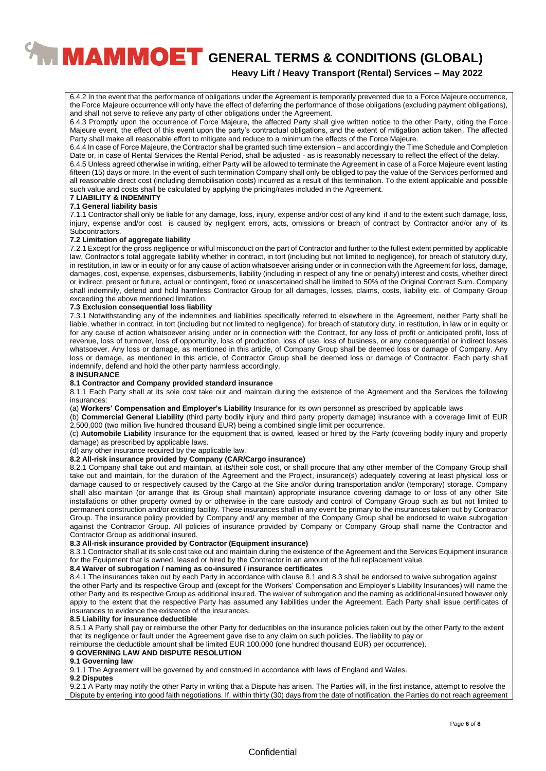6.4.2 In the event that the performance of obligations under the Agreement is temporarily prevented due to a Force Majeure occurrence, the Force Majeure occurrence will only have the effect of deferring the performance of those obligations (excluding payment obligations), and shall not serve to relieve any party of other obligations under the Agreement.

6.4.3 Promptly upon the occurrence of Force Majeure, the affected Party shall give written notice to the other Party, citing the Force Majeure event, the effect of this event upon the party's contractual obligations, and the extent of mitigation action taken. The affected Party shall make all reasonable effort to mitigate and reduce to a minimum the effects of the Force Majeure.

6.4.4 In case of Force Majeure, the Contractor shall be granted such time extension – and accordingly the Time Schedule and Completion Date or, in case of Rental Services the Rental Period, shall be adjusted - as is reasonably necessary to reflect the effect of the delay.

6.4.5 Unless agreed otherwise in writing, either Party will be allowed to terminate the Agreement in case of a Force Majeure event lasting fifteen (15) days or more. In the event of such termination Company shall only be obliged to pay the value of the Services performed and all reasonable direct cost (including demobilisation costs) incurred as a result of this termination. To the extent applicable and possible such value and costs shall be calculated by applying the pricing/rates included in the Agreement.

## 7 LIABILITY & INDEMNITY

### 7.1 General liability basis

7.1.1 Contractor shall only be liable for any damage, loss, injury, expense and/or cost of any kind if and to the extent such damage, loss, injury, expense and/or cost is caused by negligent errors, acts, omissions or breach of contract by Contractor and/or any of its Subcontractors.

### 7.2 Limitation of aggregate liability

7.2.1 Except for the gross negligence or wilful misconduct on the part of Contractor and further to the fullest extent permitted by applicable law, Contractor's total aggregate liability whether in contract, in tort (including but not limited to negligence), for breach of statutory duty, in restitution, in law or in equity or for any cause of action whatsoever arising under or in connection with the Agreement for loss, damage, damages, cost, expense, expenses, disbursements, liability (including in respect of any fine or penalty) interest and costs, whether direct or indirect, present or future, actual or contingent, fixed or unascertained shall be limited to 50% of the Original Contract Sum. Company shall indemnify, defend and hold harmless Contractor Group for all damages, losses, claims, costs, liability etc. of Company Group exceeding the above mentioned limitation.

### 7.3 Exclusion consequential loss liability

7.3.1 Notwithstanding any of the indemnities and liabilities specifically referred to elsewhere in the Agreement, neither Party shall be liable, whether in contract, in tort (including but not limited to negligence), for breach of statutory duty, in restitution, in law or in equity or for any cause of action whatsoever arising under or in connection with the Contract, for any loss of profit or anticipated profit, loss of revenue, loss of turnover, loss of opportunity, loss of production, loss of use, loss of business, or any consequential or indirect losses whatsoever. Any loss or damage, as mentioned in this article, of Company Group shall be deemed loss or damage of Company. Any loss or damage, as mentioned in this article, of Contractor Group shall be deemed loss or damage of Contractor. Each party shall indemnify, defend and hold the other party harmless accordingly.

## 8 INSURANCE

### 8.1 Contractor and Company provided standard insurance

8.1.1 Each Party shall at its sole cost take out and maintain during the existence of the Agreement and the Services the following insurances:

(a) **Workers' Compensation and Employer's Liability** Insurance for its own personnel as prescribed by applicable laws

(b) **Commercial General Liability** (third party bodily injury and third party property damage) insurance with a coverage limit of EUR 2,500,000 (two million five hundred thousand EUR) being a combined single limit per occurrence.

(c) **Automobile Liability** Insurance for the equipment that is owned, leased or hired by the Party (covering bodily injury and property damage) as prescribed by applicable laws.

(d) any other insurance required by the applicable law.

### 8.2 All-risk insurance provided by Company (CAR/Cargo insurance)

8.2.1 Company shall take out and maintain, at its/their sole cost, or shall procure that any other member of the Company Group shall take out and maintain, for the duration of the Agreement and the Project, insurance(s) adequately covering at least physical loss or damage caused to or respectively caused by the Cargo at the Site and/or during transportation and/or (temporary) storage. Company shall also maintain (or arrange that its Group shall maintain) appropriate insurance covering damage to or loss of any other Site installations or other property owned by or otherwise in the care custody and control of Company Group such as but not limited to permanent construction and/or existing facility. These insurances shall in any event be primary to the insurances taken out by Contractor Group. The insurance policy provided by Company and/ any member of the Company Group shall be endorsed to waive subrogation against the Contractor Group. All policies of insurance provided by Company or Company Group shall name the Contractor and Contractor Group as additional insured.

### 8.3 All-risk insurance provided by Contractor (Equipment insurance)

8.3.1 Contractor shall at its sole cost take out and maintain during the existence of the Agreement and the Services Equipment insurance for the Equipment that is owned, leased or hired by the Contractor in an amount of the full replacement value.

### 8.4 Waiver of subrogation / naming as co-insured / insurance certificates

8.4.1 The insurances taken out by each Party in accordance with clause 8.1 and 8.3 shall be endorsed to waive subrogation against the other Party and its respective Group and (except for the Workers' Compensation and Employer's Liability Insurances) will name the other Party and its respective Group as additional insured. The waiver of subrogation and the naming as additional-insured however only apply to the extent that the respective Party has assumed any liabilities under the Agreement. Each Party shall issue certificates of insurances to evidence the existence of the insurances.

### 8.5 Liability for insurance deductible

8.5.1 A Party shall pay or reimburse the other Party for deductibles on the insurance policies taken out by the other Party to the extent that its negligence or fault under the Agreement gave rise to any claim on such policies. The liability to pay or reimburse the deductible amount shall be limited EUR 100,000 (one hundred thousand EUR) per occurrence).

## 9 GOVERNING LAW AND DISPUTE RESOLUTION

### 9.1 Governing law

9.1.1 The Agreement will be governed by and construed in accordance with laws of England and Wales.

### 9.2 Disputes

9.2.1 A Party may notify the other Party in writing that a Dispute has arisen. The Parties will, in the first instance, attempt to resolve the Dispute by entering into good faith negotiations. If, within thirty (30) days from the date of notification, the Parties do not reach agreement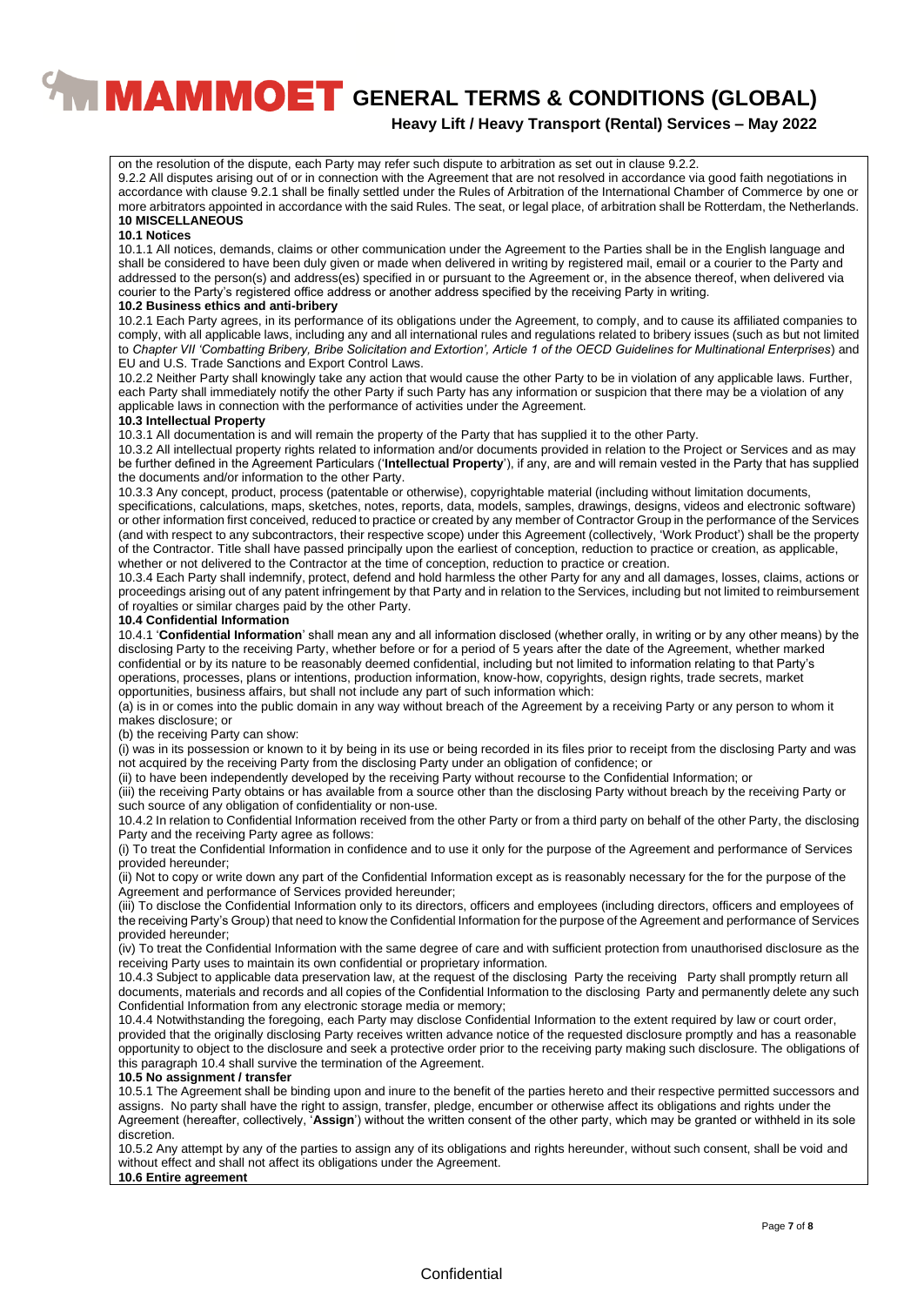on the resolution of the dispute, each Party may refer such dispute to arbitration as set out in clause 9.2.2.

9.2.2 All disputes arising out of or in connection with the Agreement that are not resolved in accordance via good faith negotiations in accordance with clause 9.2.1 shall be finally settled under the Rules of Arbitration of the International Chamber of Commerce by one or more arbitrators appointed in accordance with the said Rules. The seat, or legal place, of arbitration shall be Rotterdam, the Netherlands.

**10 MISCELLANEOUS**

**10.1 Notices**

10.1.1 All notices, demands, claims or other communication under the Agreement to the Parties shall be in the English language and shall be considered to have been duly given or made when delivered in writing by registered mail, email or a courier to the Party and addressed to the person(s) and address(es) specified in or pursuant to the Agreement or, in the absence thereof, when delivered via courier to the Party's registered office address or another address specified by the receiving Party in writing.

**10.2 Business ethics and anti-bribery**

10.2.1 Each Party agrees, in its performance of its obligations under the Agreement, to comply, and to cause its affiliated companies to comply, with all applicable laws, including any and all international rules and regulations related to bribery issues (such as but not limited to *Chapter VII 'Combatting Bribery, Bribe Solicitation and Extortion', Article 1 of the OECD Guidelines for Multinational Enterprises*) and EU and U.S. Trade Sanctions and Export Control Laws.

10.2.2 Neither Party shall knowingly take any action that would cause the other Party to be in violation of any applicable laws. Further, each Party shall immediately notify the other Party if such Party has any information or suspicion that there may be a violation of any applicable laws in connection with the performance of activities under the Agreement.

**10.3 Intellectual Property**

10.3.1 All documentation is and will remain the property of the Party that has supplied it to the other Party.

10.3.2 All intellectual property rights related to information and/or documents provided in relation to the Project or Services and as may be further defined in the Agreement Particulars ('**Intellectual Property**'), if any, are and will remain vested in the Party that has supplied the documents and/or information to the other Party.

10.3.3 Any concept, product, process (patentable or otherwise), copyrightable material (including without limitation documents, specifications, calculations, maps, sketches, notes, reports, data, models, samples, drawings, designs, videos and electronic software) or other information first conceived, reduced to practice or created by any member of Contractor Group in the performance of the Services (and with respect to any subcontractors, their respective scope) under this Agreement (collectively, 'Work Product') shall be the property of the Contractor. Title shall have passed principally upon the earliest of conception, reduction to practice or creation, as applicable, whether or not delivered to the Contractor at the time of conception, reduction to practice or creation.

10.3.4 Each Party shall indemnify, protect, defend and hold harmless the other Party for any and all damages, losses, claims, actions or proceedings arising out of any patent infringement by that Party and in relation to the Services, including but not limited to reimbursement of royalties or similar charges paid by the other Party.

**10.4 Confidential Information**

10.4.1 '**Confidential Information**' shall mean any and all information disclosed (whether orally, in writing or by any other means) by the disclosing Party to the receiving Party, whether before or for a period of 5 years after the date of the Agreement, whether marked confidential or by its nature to be reasonably deemed confidential, including but not limited to information relating to that Party's operations, processes, plans or intentions, production information, know-how, copyrights, design rights, trade secrets, market opportunities, business affairs, but shall not include any part of such information which:

(a) is in or comes into the public domain in any way without breach of the Agreement by a receiving Party or any person to whom it makes disclosure; or

(b) the receiving Party can show:

(i) was in its possession or known to it by being in its use or being recorded in its files prior to receipt from the disclosing Party and was not acquired by the receiving Party from the disclosing Party under an obligation of confidence; or

(ii) to have been independently developed by the receiving Party without recourse to the Confidential Information; or

(iii) the receiving Party obtains or has available from a source other than the disclosing Party without breach by the receiving Party or such source of any obligation of confidentiality or non-use.

10.4.2 In relation to Confidential Information received from the other Party or from a third party on behalf of the other Party, the disclosing Party and the receiving Party agree as follows:

(i) To treat the Confidential Information in confidence and to use it only for the purpose of the Agreement and performance of Services provided hereunder;

(ii) Not to copy or write down any part of the Confidential Information except as is reasonably necessary for the for the purpose of the Agreement and performance of Services provided hereunder;

(iii) To disclose the Confidential Information only to its directors, officers and employees (including directors, officers and employees of the receiving Party's Group) that need to know the Confidential Information for the purpose of the Agreement and performance of Services provided hereunder;

(iv) To treat the Confidential Information with the same degree of care and with sufficient protection from unauthorised disclosure as the receiving Party uses to maintain its own confidential or proprietary information.

10.4.3 Subject to applicable data preservation law, at the request of the disclosing Party the receiving Party shall promptly return all documents, materials and records and all copies of the Confidential Information to the disclosing Party and permanently delete any such Confidential Information from any electronic storage media or memory;

10.4.4 Notwithstanding the foregoing, each Party may disclose Confidential Information to the extent required by law or court order, provided that the originally disclosing Party receives written advance notice of the requested disclosure promptly and has a reasonable opportunity to object to the disclosure and seek a protective order prior to the receiving party making such disclosure. The obligations of this paragraph 10.4 shall survive the termination of the Agreement.

**10.5 No assignment / transfer**

10.5.1 The Agreement shall be binding upon and inure to the benefit of the parties hereto and their respective permitted successors and assigns. No party shall have the right to assign, transfer, pledge, encumber or otherwise affect its obligations and rights under the Agreement (hereafter, collectively, '**Assign**') without the written consent of the other party, which may be granted or withheld in its sole discretion.

10.5.2 Any attempt by any of the parties to assign any of its obligations and rights hereunder, without such consent, shall be void and without effect and shall not affect its obligations under the Agreement.

**10.6 Entire agreement**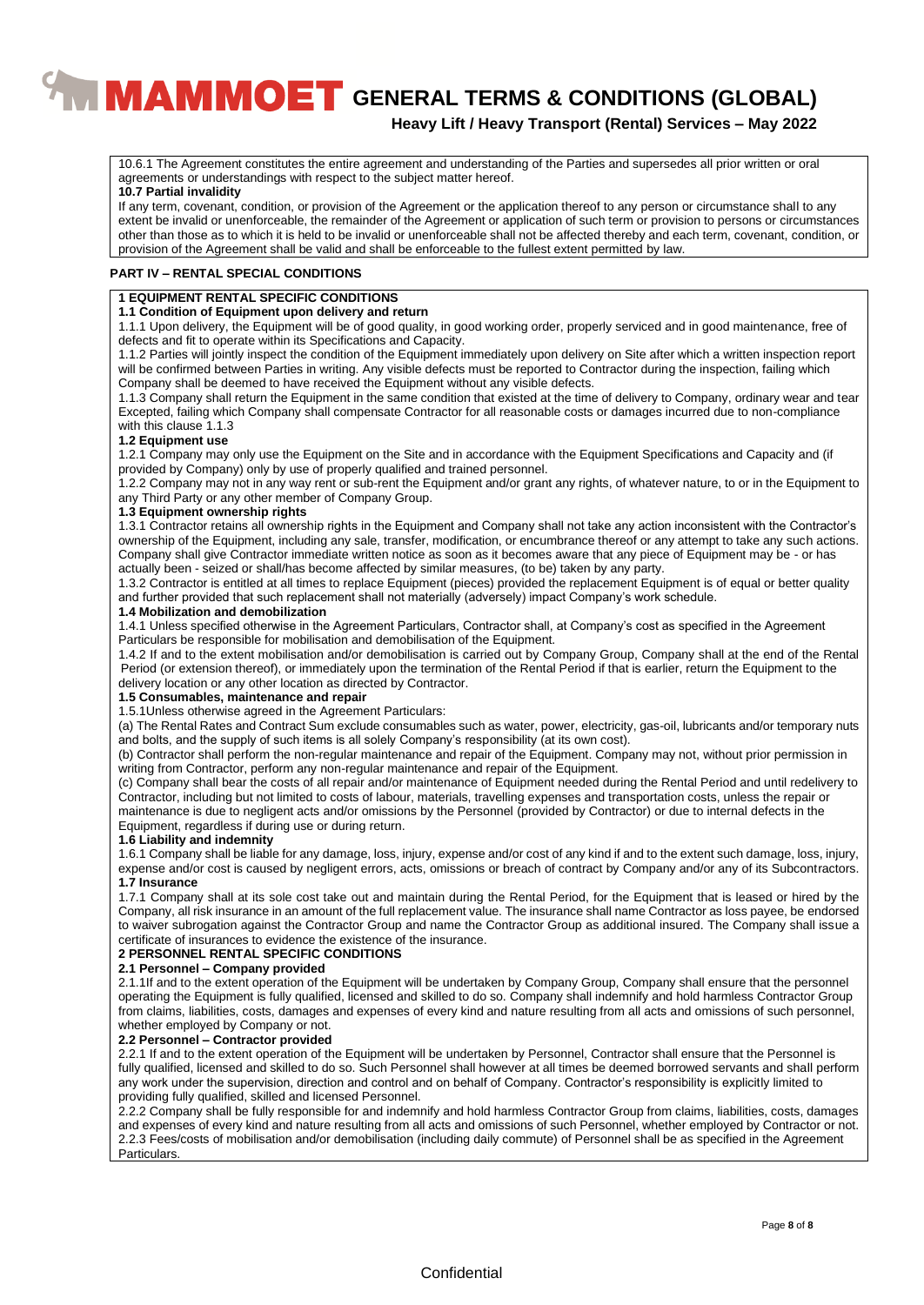10.6.1 The Agreement constitutes the entire agreement and understanding of the Parties and supersedes all prior written or oral agreements or understandings with respect to the subject matter hereof.

**10.7 Partial invalidity**

If any term, covenant, condition, or provision of the Agreement or the application thereof to any person or circumstance shall to any extent be invalid or unenforceable, the remainder of the Agreement or application of such term or provision to persons or circumstances other than those as to which it is held to be invalid or unenforceable shall not be affected thereby and each term, covenant, condition, or provision of the Agreement shall be valid and shall be enforceable to the fullest extent permitted by law.

## PART IV – RENTAL SPECIAL CONDITIONS

### 1 EQUIPMENT RENTAL SPECIFIC CONDITIONS

**1.1 Condition of Equipment upon delivery and return**

1.1.1 Upon delivery, the Equipment will be of good quality, in good working order, properly serviced and in good maintenance, free of defects and fit to operate within its Specifications and Capacity.

1.1.2 Parties will jointly inspect the condition of the Equipment immediately upon delivery on Site after which a written inspection report will be confirmed between Parties in writing. Any visible defects must be reported to Contractor during the inspection, failing which Company shall be deemed to have received the Equipment without any visible defects.

1.1.3 Company shall return the Equipment in the same condition that existed at the time of delivery to Company, ordinary wear and tear Excepted, failing which Company shall compensate Contractor for all reasonable costs or damages incurred due to non-compliance with this clause 1.1.3

**1.2 Equipment use**

1.2.1 Company may only use the Equipment on the Site and in accordance with the Equipment Specifications and Capacity and (if provided by Company) only by use of properly qualified and trained personnel.

1.2.2 Company may not in any way rent or sub-rent the Equipment and/or grant any rights, of whatever nature, to or in the Equipment to any Third Party or any other member of Company Group.

**1.3 Equipment ownership rights**

1.3.1 Contractor retains all ownership rights in the Equipment and Company shall not take any action inconsistent with the Contractor's ownership of the Equipment, including any sale, transfer, modification, or encumbrance thereof or any attempt to take any such actions. Company shall give Contractor immediate written notice as soon as it becomes aware that any piece of Equipment may be - or has actually been - seized or shall/has become affected by similar measures, (to be) taken by any party.

1.3.2 Contractor is entitled at all times to replace Equipment (pieces) provided the replacement Equipment is of equal or better quality and further provided that such replacement shall not materially (adversely) impact Company's work schedule.

**1.4 Mobilization and demobilization**

1.4.1 Unless specified otherwise in the Agreement Particulars, Contractor shall, at Company's cost as specified in the Agreement Particulars be responsible for mobilisation and demobilisation of the Equipment.

1.4.2 If and to the extent mobilisation and/or demobilisation is carried out by Company Group, Company shall at the end of the Rental Period (or extension thereof), or immediately upon the termination of the Rental Period if that is earlier, return the Equipment to the delivery location or any other location as directed by Contractor.

**1.5 Consumables, maintenance and repair**

1.5.1Unless otherwise agreed in the Agreement Particulars:

(a) The Rental Rates and Contract Sum exclude consumables such as water, power, electricity, gas-oil, lubricants and/or temporary nuts and bolts, and the supply of such items is all solely Company's responsibility (at its own cost).

(b) Contractor shall perform the non-regular maintenance and repair of the Equipment. Company may not, without prior permission in writing from Contractor, perform any non-regular maintenance and repair of the Equipment.

(c) Company shall bear the costs of all repair and/or maintenance of Equipment needed during the Rental Period and until redelivery to Contractor, including but not limited to costs of labour, materials, travelling expenses and transportation costs, unless the repair or maintenance is due to negligent acts and/or omissions by the Personnel (provided by Contractor) or due to internal defects in the Equipment, regardless if during use or during return.

**1.6 Liability and indemnity**

1.6.1 Company shall be liable for any damage, loss, injury, expense and/or cost of any kind if and to the extent such damage, loss, injury, expense and/or cost is caused by negligent errors, acts, omissions or breach of contract by Company and/or any of its Subcontractors.

**1.7 Insurance**

1.7.1 Company shall at its sole cost take out and maintain during the Rental Period, for the Equipment that is leased or hired by the Company, all risk insurance in an amount of the full replacement value. The insurance shall name Contractor as loss payee, be endorsed to waiver subrogation against the Contractor Group and name the Contractor Group as additional insured. The Company shall issue a certificate of insurances to evidence the existence of the insurance.

### 2 PERSONNEL RENTAL SPECIFIC CONDITIONS

**2.1 Personnel – Company provided**

2.1.1If and to the extent operation of the Equipment will be undertaken by Company Group, Company shall ensure that the personnel operating the Equipment is fully qualified, licensed and skilled to do so. Company shall indemnify and hold harmless Contractor Group from claims, liabilities, costs, damages and expenses of every kind and nature resulting from all acts and omissions of such personnel, whether employed by Company or not.

**2.2 Personnel – Contractor provided**

2.2.1 If and to the extent operation of the Equipment will be undertaken by Personnel, Contractor shall ensure that the Personnel is fully qualified, licensed and skilled to do so. Such Personnel shall however at all times be deemed borrowed servants and shall perform any work under the supervision, direction and control and on behalf of Company. Contractor's responsibility is explicitly limited to providing fully qualified, skilled and licensed Personnel.

2.2.2 Company shall be fully responsible for and indemnify and hold harmless Contractor Group from claims, liabilities, costs, damages and expenses of every kind and nature resulting from all acts and omissions of such Personnel, whether employed by Contractor or not.

2.2.3 Fees/costs of mobilisation and/or demobilisation (including daily commute) of Personnel shall be as specified in the Agreement Particulars.